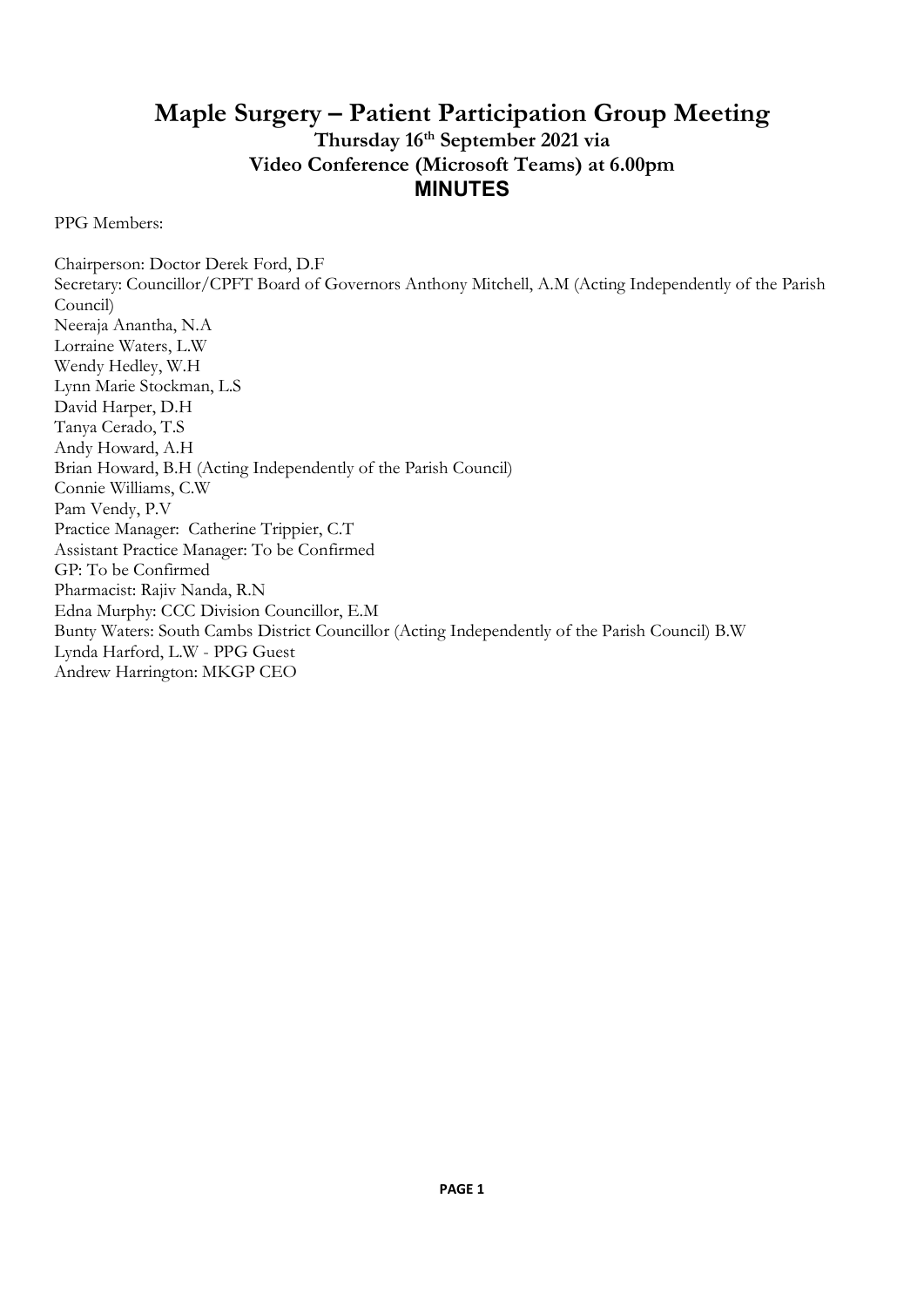# Maple Surgery – Patient Participation Group Meeting

**Thursday 16th September 2021 via**
**Video Conference (Microsoft Teams) at 6.00pm**

## MINUTES

PPG Members:

Chairperson: Doctor Derek Ford, D.F
Secretary: Councillor/CPFT Board of Governors Anthony Mitchell, A.M (Acting Independently of the Parish Council)
Neeraja Anantha, N.A
Lorraine Waters, L.W
Wendy Hedley, W.H
Lynn Marie Stockman, L.S
David Harper, D.H
Tanya Cerado, T.S
Andy Howard, A.H
Brian Howard, B.H (Acting Independently of the Parish Council)
Connie Williams, C.W
Pam Vendy, P.V
Practice Manager: Catherine Trippier, C.T
Assistant Practice Manager: To be Confirmed
GP: To be Confirmed
Pharmacist: Rajiv Nanda, R.N
Edna Murphy: CCC Division Councillor, E.M
Bunty Waters: South Cambs District Councillor (Acting Independently of the Parish Council) B.W
Lynda Harford, L.W - PPG Guest
Andrew Harrington: MKGP CEO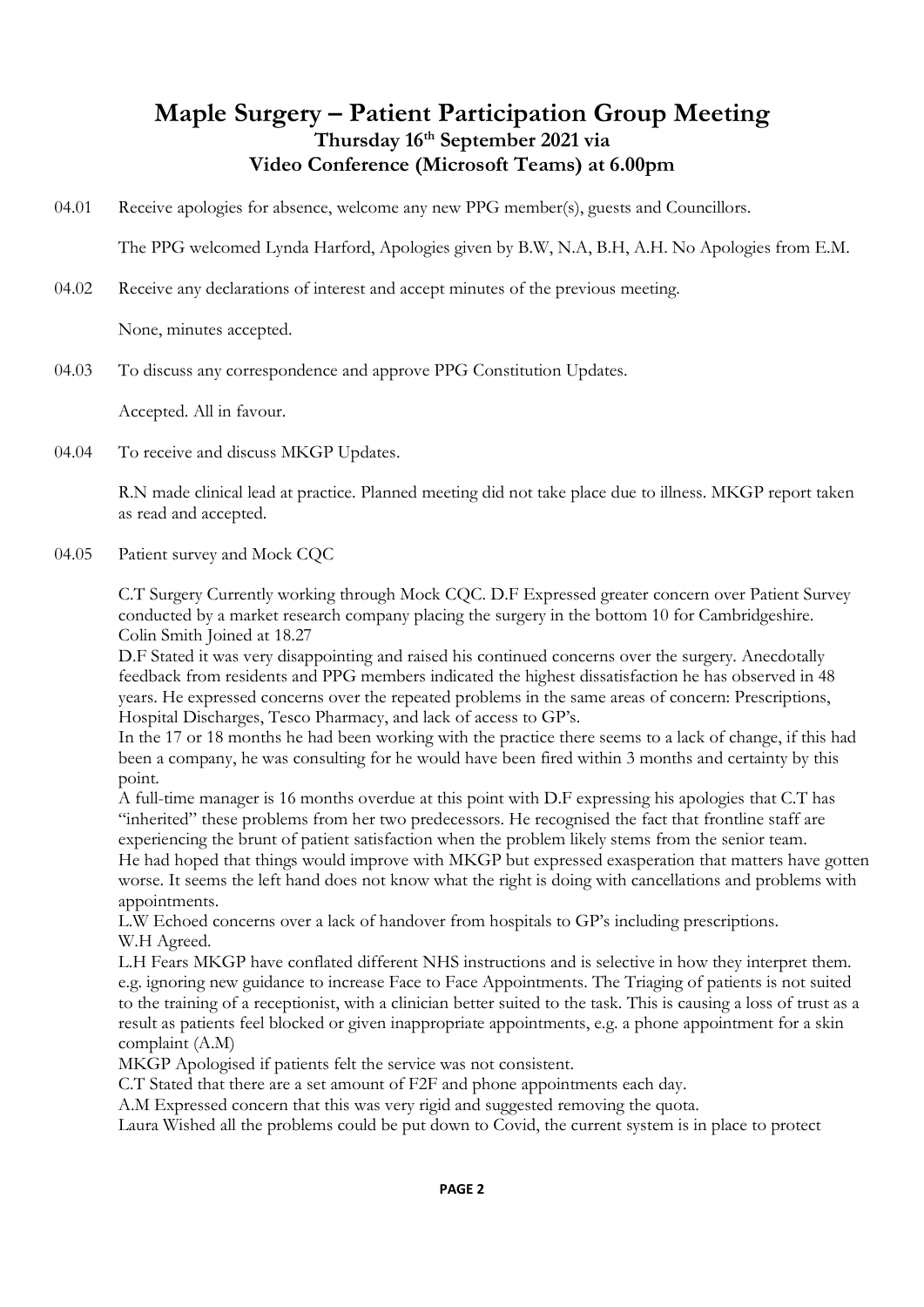# Maple Surgery – Patient Participation Group Meeting

## Thursday 16th September 2021 via Video Conference (Microsoft Teams) at 6.00pm

04.01 Receive apologies for absence, welcome any new PPG member(s), guests and Councillors.

The PPG welcomed Lynda Harford, Apologies given by B.W, N.A, B.H, A.H. No Apologies from E.M.

04.02 Receive any declarations of interest and accept minutes of the previous meeting.

None, minutes accepted.

04.03 To discuss any correspondence and approve PPG Constitution Updates.

Accepted. All in favour.

04.04 To receive and discuss MKGP Updates.

R.N made clinical lead at practice. Planned meeting did not take place due to illness. MKGP report taken as read and accepted.

04.05 Patient survey and Mock CQC

C.T Surgery Currently working through Mock CQC. D.F Expressed greater concern over Patient Survey conducted by a market research company placing the surgery in the bottom 10 for Cambridgeshire.
Colin Smith Joined at 18.27

D.F Stated it was very disappointing and raised his continued concerns over the surgery. Anecdotally feedback from residents and PPG members indicated the highest dissatisfaction he has observed in 48 years. He expressed concerns over the repeated problems in the same areas of concern: Prescriptions, Hospital Discharges, Tesco Pharmacy, and lack of access to GP's.

In the 17 or 18 months he had been working with the practice there seems to a lack of change, if this had been a company, he was consulting for he would have been fired within 3 months and certainty by this point.

A full-time manager is 16 months overdue at this point with D.F expressing his apologies that C.T has "inherited" these problems from her two predecessors. He recognised the fact that frontline staff are experiencing the brunt of patient satisfaction when the problem likely stems from the senior team.

He had hoped that things would improve with MKGP but expressed exasperation that matters have gotten worse. It seems the left hand does not know what the right is doing with cancellations and problems with appointments.

L.W Echoed concerns over a lack of handover from hospitals to GP's including prescriptions.

W.H Agreed.

L.H Fears MKGP have conflated different NHS instructions and is selective in how they interpret them. e.g. ignoring new guidance to increase Face to Face Appointments. The Triaging of patients is not suited to the training of a receptionist, with a clinician better suited to the task. This is causing a loss of trust as a result as patients feel blocked or given inappropriate appointments, e.g. a phone appointment for a skin complaint (A.M)

MKGP Apologised if patients felt the service was not consistent.

C.T Stated that there are a set amount of F2F and phone appointments each day.

A.M Expressed concern that this was very rigid and suggested removing the quota.

Laura Wished all the problems could be put down to Covid, the current system is in place to protect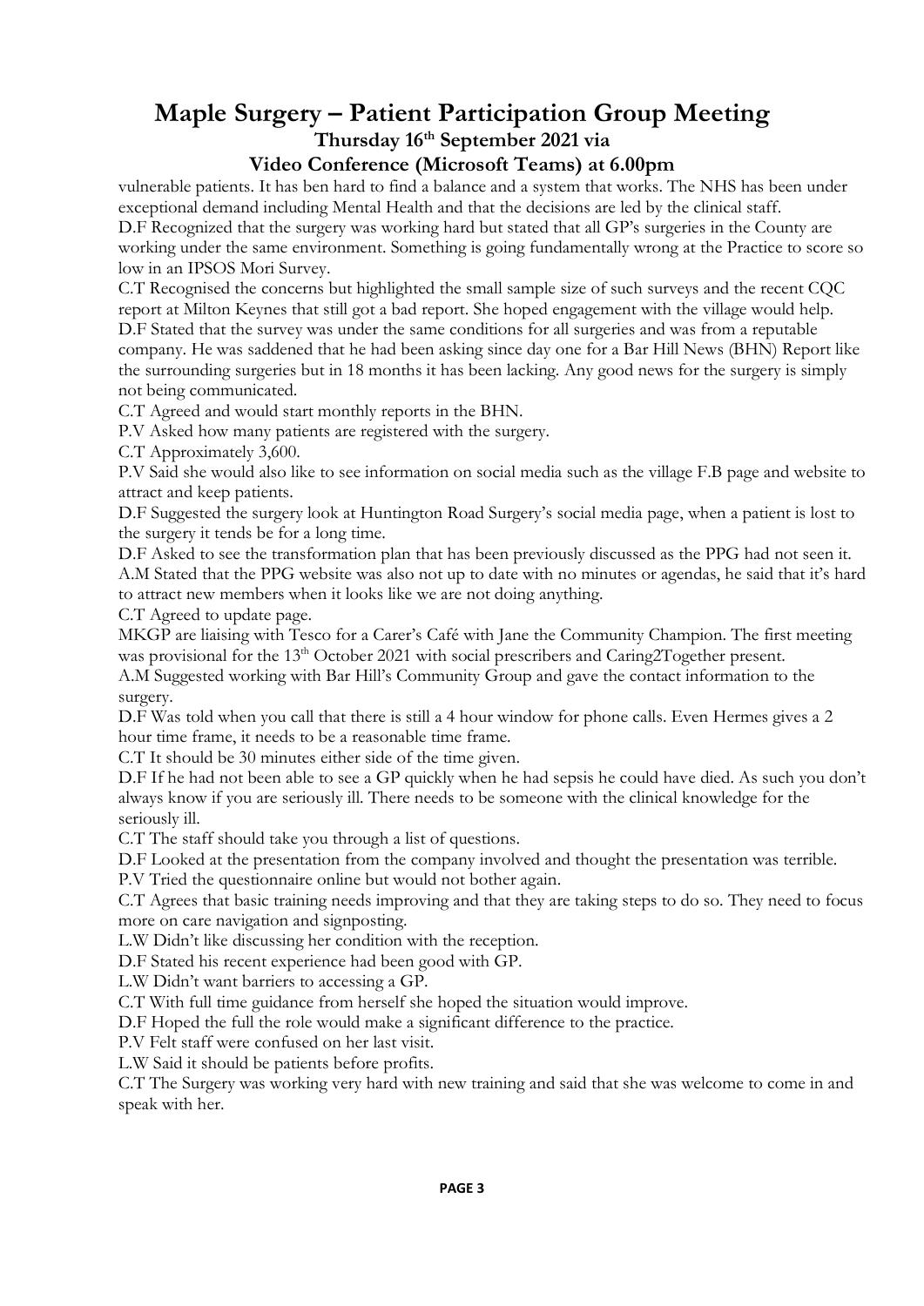# Maple Surgery – Patient Participation Group Meeting

### Thursday 16th September 2021 via

### Video Conference (Microsoft Teams) at 6.00pm

vulnerable patients. It has ben hard to find a balance and a system that works. The NHS has been under exceptional demand including Mental Health and that the decisions are led by the clinical staff.

D.F Recognized that the surgery was working hard but stated that all GP's surgeries in the County are working under the same environment. Something is going fundamentally wrong at the Practice to score so low in an IPSOS Mori Survey.

C.T Recognised the concerns but highlighted the small sample size of such surveys and the recent CQC report at Milton Keynes that still got a bad report. She hoped engagement with the village would help.

D.F Stated that the survey was under the same conditions for all surgeries and was from a reputable company. He was saddened that he had been asking since day one for a Bar Hill News (BHN) Report like the surrounding surgeries but in 18 months it has been lacking. Any good news for the surgery is simply not being communicated.

C.T Agreed and would start monthly reports in the BHN.

P.V Asked how many patients are registered with the surgery.

C.T Approximately 3,600.

P.V Said she would also like to see information on social media such as the village F.B page and website to attract and keep patients.

D.F Suggested the surgery look at Huntington Road Surgery's social media page, when a patient is lost to the surgery it tends be for a long time.

D.F Asked to see the transformation plan that has been previously discussed as the PPG had not seen it.

A.M Stated that the PPG website was also not up to date with no minutes or agendas, he said that it's hard to attract new members when it looks like we are not doing anything.

C.T Agreed to update page.

MKGP are liaising with Tesco for a Carer's Café with Jane the Community Champion. The first meeting was provisional for the 13th October 2021 with social prescribers and Caring2Together present.

A.M Suggested working with Bar Hill's Community Group and gave the contact information to the surgery.

D.F Was told when you call that there is still a 4 hour window for phone calls. Even Hermes gives a 2 hour time frame, it needs to be a reasonable time frame.

C.T It should be 30 minutes either side of the time given.

D.F If he had not been able to see a GP quickly when he had sepsis he could have died. As such you don't always know if you are seriously ill. There needs to be someone with the clinical knowledge for the seriously ill.

C.T The staff should take you through a list of questions.

D.F Looked at the presentation from the company involved and thought the presentation was terrible.

P.V Tried the questionnaire online but would not bother again.

C.T Agrees that basic training needs improving and that they are taking steps to do so. They need to focus more on care navigation and signposting.

L.W Didn't like discussing her condition with the reception.

D.F Stated his recent experience had been good with GP.

L.W Didn't want barriers to accessing a GP.

C.T With full time guidance from herself she hoped the situation would improve.

D.F Hoped the full the role would make a significant difference to the practice.

P.V Felt staff were confused on her last visit.

L.W Said it should be patients before profits.

C.T The Surgery was working very hard with new training and said that she was welcome to come in and speak with her.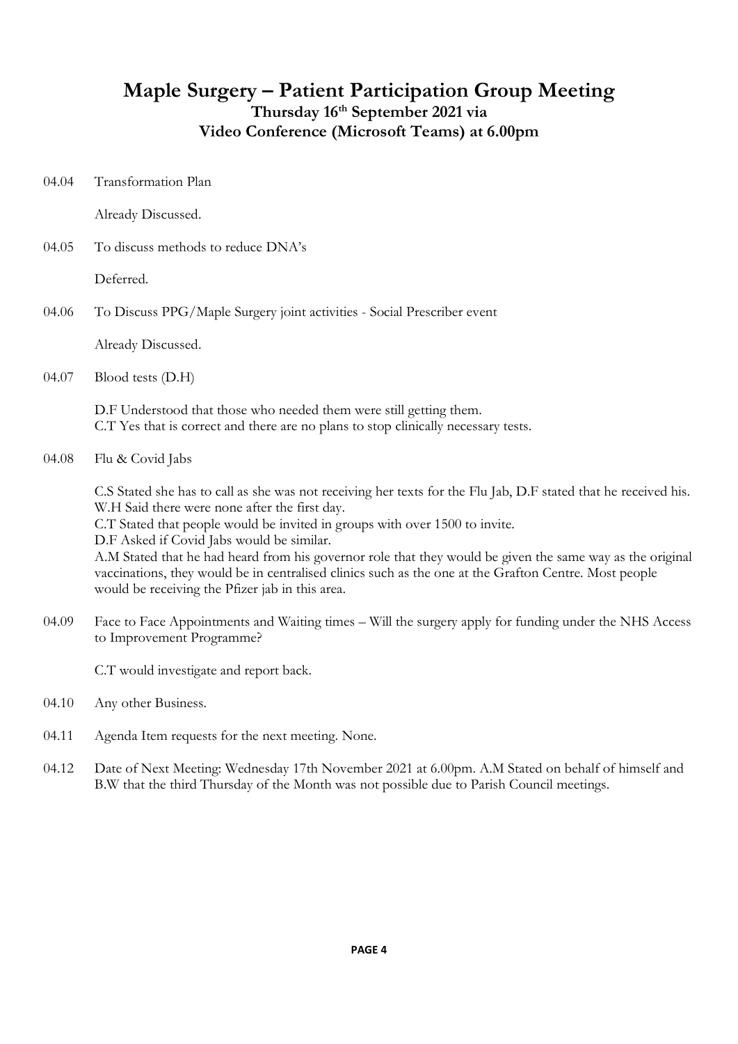# Maple Surgery – Patient Participation Group Meeting

## Thursday 16th September 2021 via Video Conference (Microsoft Teams) at 6.00pm

04.04 Transformation Plan

Already Discussed.

04.05 To discuss methods to reduce DNA's

Deferred.

04.06 To Discuss PPG/Maple Surgery joint activities - Social Prescriber event

Already Discussed.

04.07 Blood tests (D.H)

D.F Understood that those who needed them were still getting them.
C.T Yes that is correct and there are no plans to stop clinically necessary tests.

04.08 Flu & Covid Jabs

C.S Stated she has to call as she was not receiving her texts for the Flu Jab, D.F stated that he received his.
W.H Said there were none after the first day.
C.T Stated that people would be invited in groups with over 1500 to invite.
D.F Asked if Covid Jabs would be similar.
A.M Stated that he had heard from his governor role that they would be given the same way as the original vaccinations, they would be in centralised clinics such as the one at the Grafton Centre. Most people would be receiving the Pfizer jab in this area.

04.09 Face to Face Appointments and Waiting times – Will the surgery apply for funding under the NHS Access to Improvement Programme?

C.T would investigate and report back.

04.10 Any other Business.

04.11 Agenda Item requests for the next meeting. None.

04.12 Date of Next Meeting: Wednesday 17th November 2021 at 6.00pm. A.M Stated on behalf of himself and B.W that the third Thursday of the Month was not possible due to Parish Council meetings.